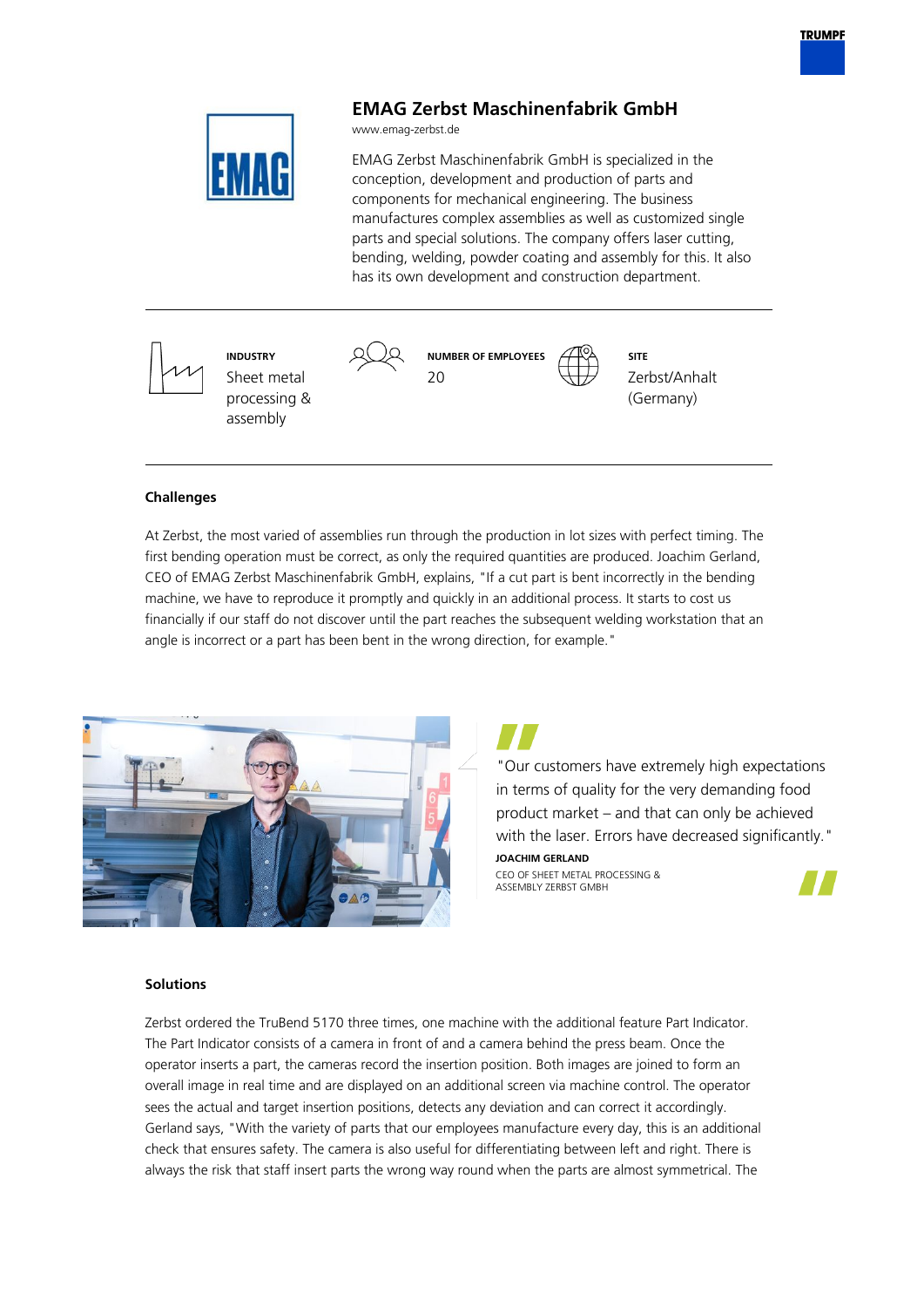# EMAG Zerbst Maschinenfabrik GmbH

www.emag-zerbst.de

EMAG Zerbst Maschinenfabrik GmbH is specialized in the conception, development and production of parts and components for mechanical engineering. The business manufactures complex assemblies as well as customized single parts and special solutions. The company offers laser cutting, bending, welding, powder coating and assembly for this. It also has its own development and construction department.

---

**INDUSTRY**
Sheet metal processing & assembly

**NUMBER OF EMPLOYEES**
20

**SITE**
Zerbst/Anhalt (Germany)

---

## Challenges

At Zerbst, the most varied of assemblies run through the production in lot sizes with perfect timing. The first bending operation must be correct, as only the required quantities are produced. Joachim Gerland, CEO of EMAG Zerbst Maschinenfabrik GmbH, explains, "If a cut part is bent incorrectly in the bending machine, we have to reproduce it promptly and quickly in an additional process. It starts to cost us financially if our staff do not discover until the part reaches the subsequent welding workstation that an angle is incorrect or a part has been bent in the wrong direction, for example."

"Our customers have extremely high expectations in terms of quality for the very demanding food product market – and that can only be achieved with the laser. Errors have decreased significantly."

**JOACHIM GERLAND**
CEO OF SHEET METAL PROCESSING & ASSEMBLY ZERBST GMBH

## Solutions

Zerbst ordered the TruBend 5170 three times, one machine with the additional feature Part Indicator. The Part Indicator consists of a camera in front of and a camera behind the press beam. Once the operator inserts a part, the cameras record the insertion position. Both images are joined to form an overall image in real time and are displayed on an additional screen via machine control. The operator sees the actual and target insertion positions, detects any deviation and can correct it accordingly. Gerland says, "With the variety of parts that our employees manufacture every day, this is an additional check that ensures safety. The camera is also useful for differentiating between left and right. There is always the risk that staff insert parts the wrong way round when the parts are almost symmetrical. The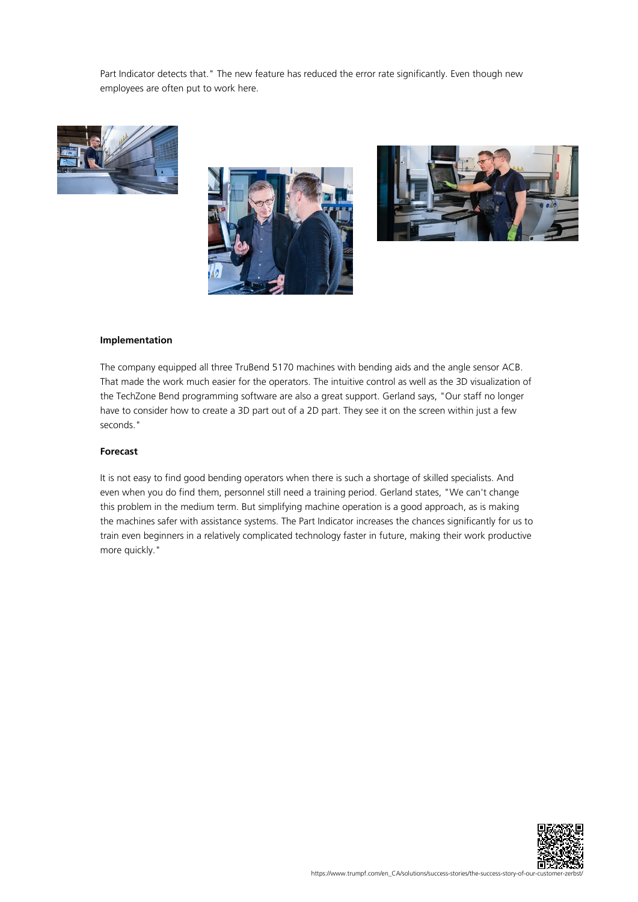Part Indicator detects that." The new feature has reduced the error rate significantly. Even though new employees are often put to work here.

**Implementation**

The company equipped all three TruBend 5170 machines with bending aids and the angle sensor ACB. That made the work much easier for the operators. The intuitive control as well as the 3D visualization of the TechZone Bend programming software are also a great support. Gerland says, "Our staff no longer have to consider how to create a 3D part out of a 2D part. They see it on the screen within just a few seconds."

**Forecast**

It is not easy to find good bending operators when there is such a shortage of skilled specialists. And even when you do find them, personnel still need a training period. Gerland states, "We can't change this problem in the medium term. But simplifying machine operation is a good approach, as is making the machines safer with assistance systems. The Part Indicator increases the chances significantly for us to train even beginners in a relatively complicated technology faster in future, making their work productive more quickly."

https://www.trumpf.com/en_CA/solutions/success-stories/the-success-story-of-our-customer-zerbst/